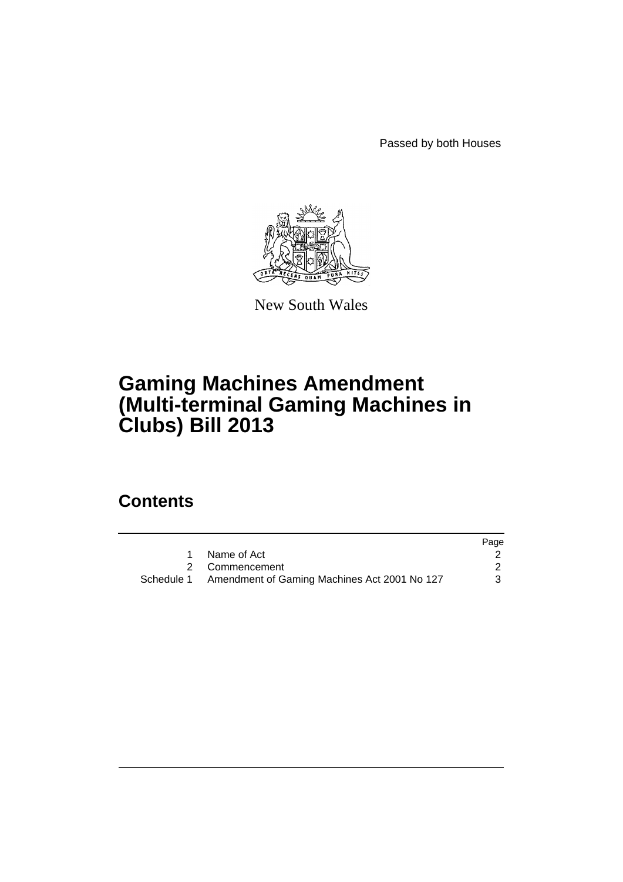Passed by both Houses

New South Wales

# Gaming Machines Amendment (Multi-terminal Gaming Machines in Clubs) Bill 2013

## Contents

| | | Page |
|---|---|---|
| 1 | Name of Act | 2 |
| 2 | Commencement | 2 |
| Schedule 1 | Amendment of Gaming Machines Act 2001 No 127 | 3 |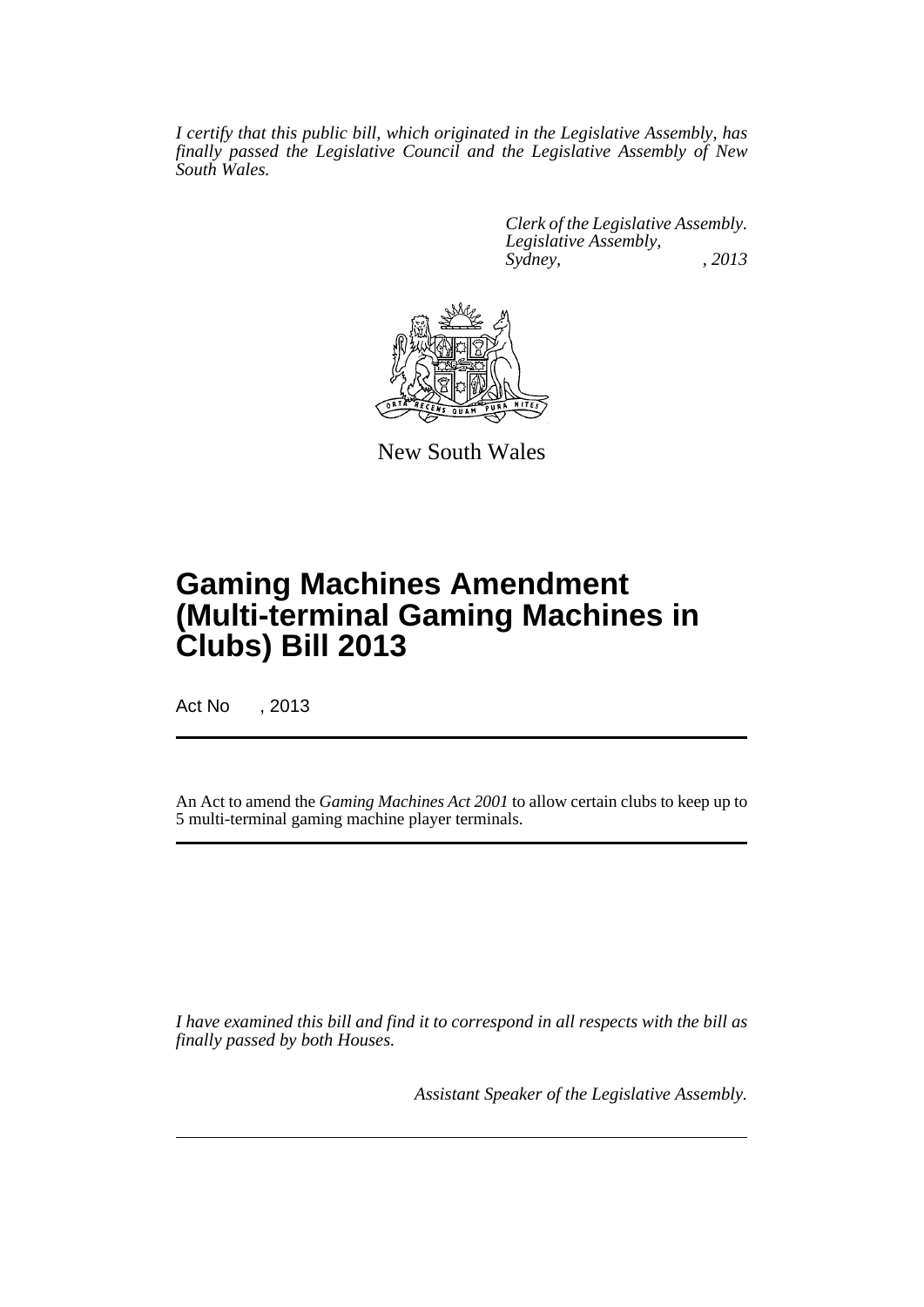*I certify that this public bill, which originated in the Legislative Assembly, has finally passed the Legislative Council and the Legislative Assembly of New South Wales.*

*Clerk of the Legislative Assembly.*
*Legislative Assembly,*
*Sydney, , 2013*

New South Wales

# Gaming Machines Amendment (Multi-terminal Gaming Machines in Clubs) Bill 2013

Act No , 2013

An Act to amend the *Gaming Machines Act 2001* to allow certain clubs to keep up to 5 multi-terminal gaming machine player terminals.

*I have examined this bill and find it to correspond in all respects with the bill as finally passed by both Houses.*

*Assistant Speaker of the Legislative Assembly.*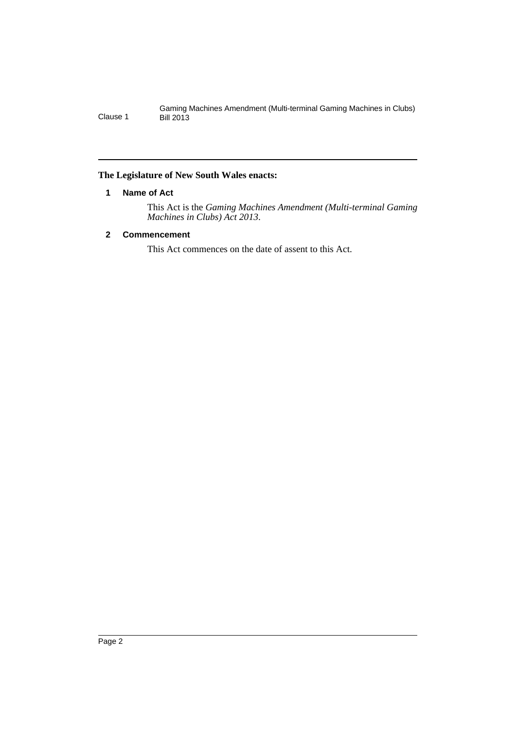**The Legislature of New South Wales enacts:**

### 1 Name of Act

This Act is the *Gaming Machines Amendment (Multi-terminal Gaming Machines in Clubs) Act 2013*.

### 2 Commencement

This Act commences on the date of assent to this Act.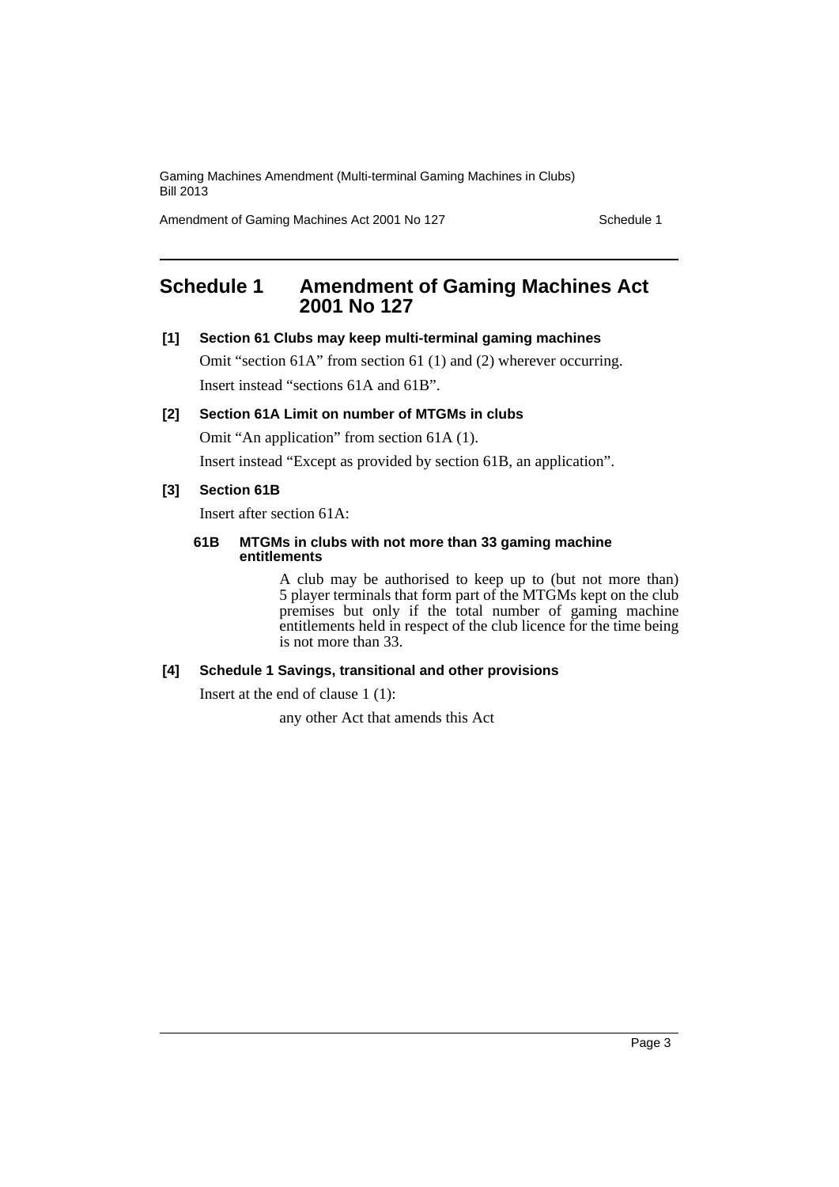# Schedule 1 Amendment of Gaming Machines Act 2001 No 127

**[1] Section 61 Clubs may keep multi-terminal gaming machines**

Omit "section 61A" from section 61 (1) and (2) wherever occurring.

Insert instead "sections 61A and 61B".

**[2] Section 61A Limit on number of MTGMs in clubs**

Omit "An application" from section 61A (1).

Insert instead "Except as provided by section 61B, an application".

**[3] Section 61B**

Insert after section 61A:

**61B MTGMs in clubs with not more than 33 gaming machine entitlements**

A club may be authorised to keep up to (but not more than) 5 player terminals that form part of the MTGMs kept on the club premises but only if the total number of gaming machine entitlements held in respect of the club licence for the time being is not more than 33.

**[4] Schedule 1 Savings, transitional and other provisions**

Insert at the end of clause 1 (1):

any other Act that amends this Act